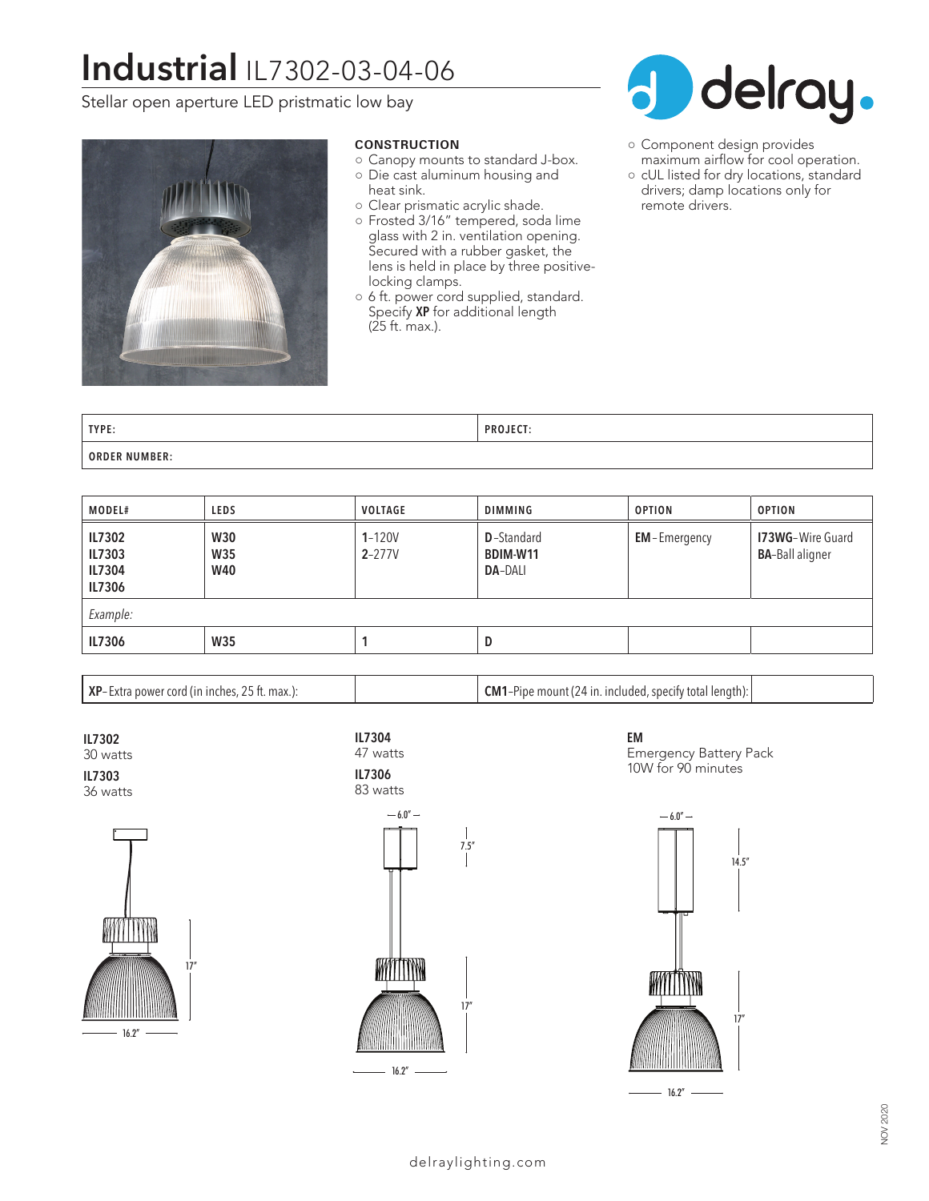# Industrial IL7302-03-04-06

Stellar open aperture LED pristmatic low bay

delray.

**CONSTRUCTION**

- Canopy mounts to standard J-box.
- Die cast aluminum housing and heat sink.
- Clear prismatic acrylic shade.
- Frosted 3/16" tempered, soda lime glass with 2 in. ventilation opening. Secured with a rubber gasket, the lens is held in place by three positive-locking clamps.
- 6 ft. power cord supplied, standard. Specify **XP** for additional length (25 ft. max.).
- Component design provides maximum airflow for cool operation.
- cUL listed for dry locations, standard drivers; damp locations only for remote drivers.

| TYPE: | PROJECT: |
|---|---|
| ORDER NUMBER: | |

| MODEL# | LEDS | VOLTAGE | DIMMING | OPTION | OPTION |
|---|---|---|---|---|---|
| **IL7302**<br>**IL7303**<br>**IL7304**<br>**IL7306** | **W30**<br>**W35**<br>**W40** | **1**-120V<br>**2**-277V | **D**-Standard<br>**BDIM-W11**<br>**DA**-DALI | **EM**-Emergency | **I73WG**-Wire Guard<br>**BA**-Ball aligner |
| *Example:* | | | | | |
| **IL7306** | **W35** | **1** | **D** | | |

| **XP**-Extra power cord (in inches, 25 ft. max.): | | **CM1**-Pipe mount (24 in. included, specify total length): | |
|---|---|---|---|

**IL7302**
30 watts

**IL7303**
36 watts

**IL7304**
47 watts

**IL7306**
83 watts

**EM**
Emergency Battery Pack
10W for 90 minutes

17" — 16.2"

6.0" — 7.5" — 17" — 16.2"

6.0" — 14.5" — 17" — 16.2"

NOV 2020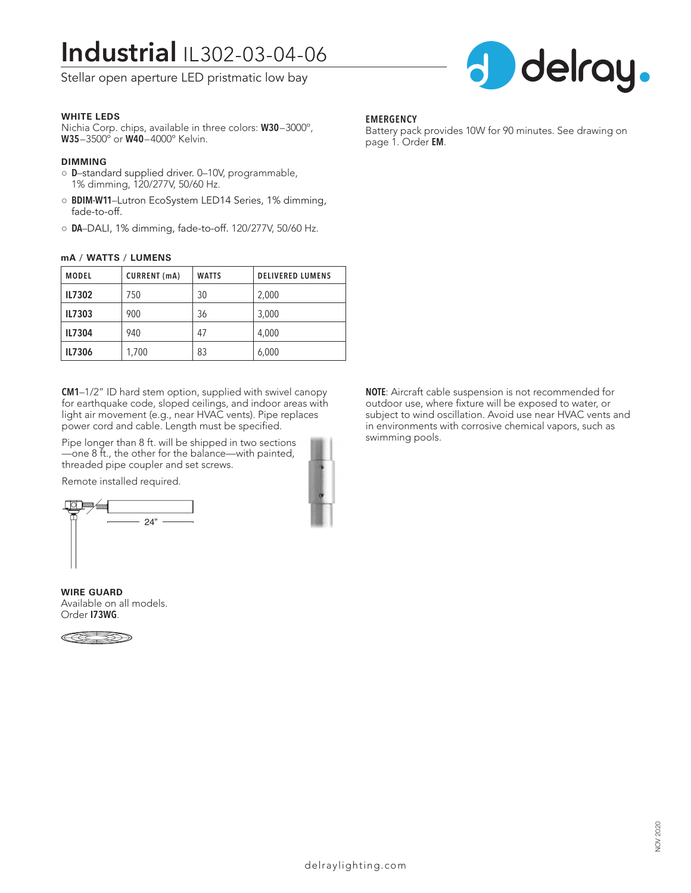# Industrial IL302-03-04-06

Stellar open aperture LED pristmatic low bay

### WHITE LEDS

Nichia Corp. chips, available in three colors: **W30**–3000°, **W35**–3500° or **W40**–4000° Kelvin.

### DIMMING

- **D**–standard supplied driver. 0–10V, programmable, 1% dimming, 120/277V, 50/60 Hz.
- **BDIM-W11**–Lutron EcoSystem LED14 Series, 1% dimming, fade-to-off.
- **DA**–DALI, 1% dimming, fade-to-off. 120/277V, 50/60 Hz.

### mA / WATTS / LUMENS

| MODEL | CURRENT (mA) | WATTS | DELIVERED LUMENS |
|---|---|---|---|
| **IL7302** | 750 | 30 | 2,000 |
| **IL7303** | 900 | 36 | 3,000 |
| **IL7304** | 940 | 47 | 4,000 |
| **IL7306** | 1,700 | 83 | 6,000 |

**CM1**–1/2" ID hard stem option, supplied with swivel canopy for earthquake code, sloped ceilings, and indoor areas with light air movement (e.g., near HVAC vents). Pipe replaces power cord and cable. Length must be specified.

Pipe longer than 8 ft. will be shipped in two sections—one 8 ft., the other for the balance—with painted, threaded pipe coupler and set screws.

Remote installed required.

24"

### WIRE GUARD

Available on all models.
Order **I73WG**.

### EMERGENCY

Battery pack provides 10W for 90 minutes. See drawing on page 1. Order **EM**.

**NOTE**: Aircraft cable suspension is not recommended for outdoor use, where fixture will be exposed to water, or subject to wind oscillation. Avoid use near HVAC vents and in environments with corrosive chemical vapors, such as swimming pools.